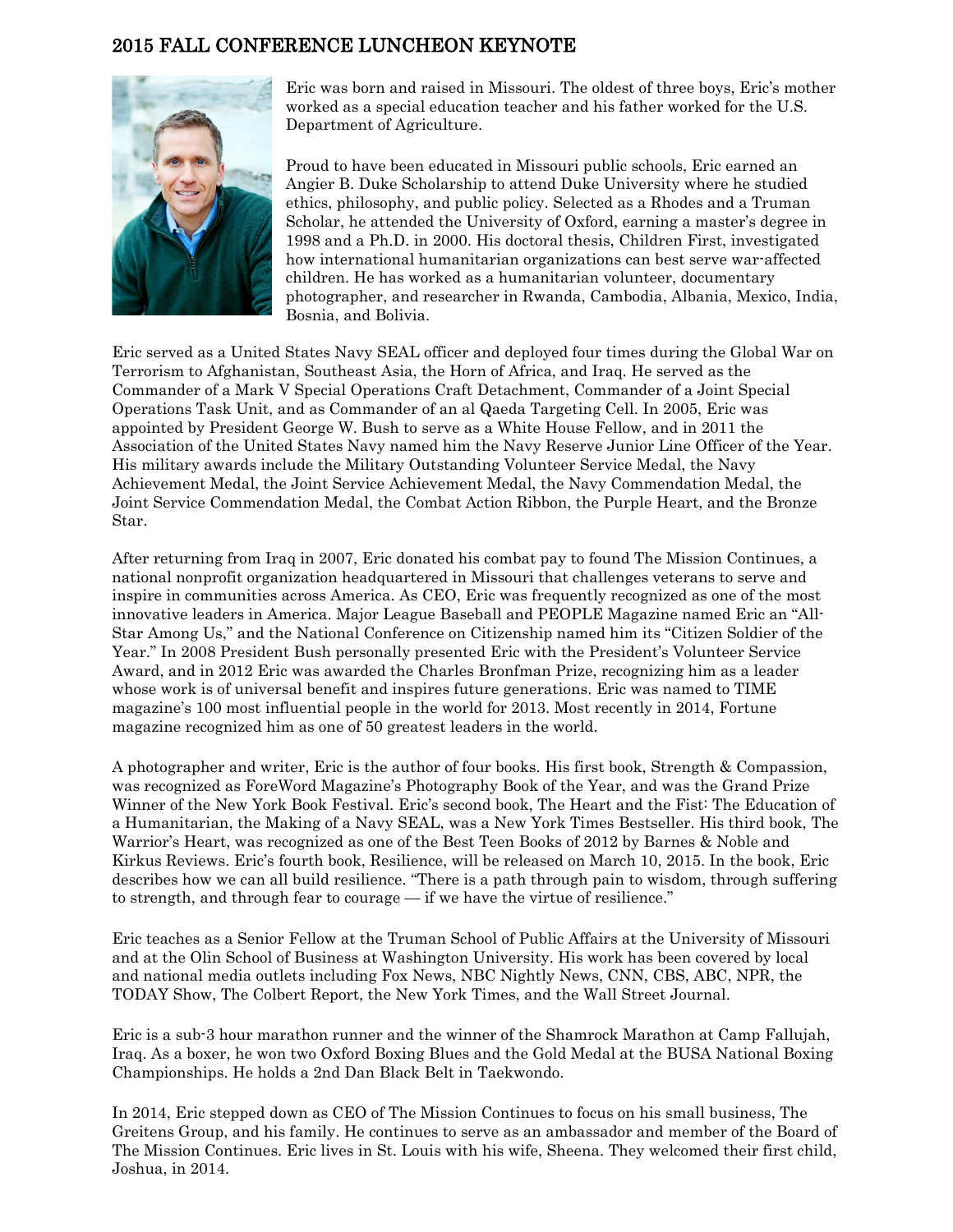## 2015 FALL CONFERENCE LUNCHEON KEYNOTE

Eric was born and raised in Missouri. The oldest of three boys, Eric's mother worked as a special education teacher and his father worked for the U.S. Department of Agriculture.

Proud to have been educated in Missouri public schools, Eric earned an Angier B. Duke Scholarship to attend Duke University where he studied ethics, philosophy, and public policy. Selected as a Rhodes and a Truman Scholar, he attended the University of Oxford, earning a master's degree in 1998 and a Ph.D. in 2000. His doctoral thesis, Children First, investigated how international humanitarian organizations can best serve war-affected children. He has worked as a humanitarian volunteer, documentary photographer, and researcher in Rwanda, Cambodia, Albania, Mexico, India, Bosnia, and Bolivia.

Eric served as a United States Navy SEAL officer and deployed four times during the Global War on Terrorism to Afghanistan, Southeast Asia, the Horn of Africa, and Iraq. He served as the Commander of a Mark V Special Operations Craft Detachment, Commander of a Joint Special Operations Task Unit, and as Commander of an al Qaeda Targeting Cell. In 2005, Eric was appointed by President George W. Bush to serve as a White House Fellow, and in 2011 the Association of the United States Navy named him the Navy Reserve Junior Line Officer of the Year. His military awards include the Military Outstanding Volunteer Service Medal, the Navy Achievement Medal, the Joint Service Achievement Medal, the Navy Commendation Medal, the Joint Service Commendation Medal, the Combat Action Ribbon, the Purple Heart, and the Bronze Star.

After returning from Iraq in 2007, Eric donated his combat pay to found The Mission Continues, a national nonprofit organization headquartered in Missouri that challenges veterans to serve and inspire in communities across America. As CEO, Eric was frequently recognized as one of the most innovative leaders in America. Major League Baseball and PEOPLE Magazine named Eric an "All-Star Among Us," and the National Conference on Citizenship named him its "Citizen Soldier of the Year." In 2008 President Bush personally presented Eric with the President's Volunteer Service Award, and in 2012 Eric was awarded the Charles Bronfman Prize, recognizing him as a leader whose work is of universal benefit and inspires future generations. Eric was named to TIME magazine's 100 most influential people in the world for 2013. Most recently in 2014, Fortune magazine recognized him as one of 50 greatest leaders in the world.

A photographer and writer, Eric is the author of four books. His first book, Strength & Compassion, was recognized as ForeWord Magazine's Photography Book of the Year, and was the Grand Prize Winner of the New York Book Festival. Eric's second book, The Heart and the Fist: The Education of a Humanitarian, the Making of a Navy SEAL, was a New York Times Bestseller. His third book, The Warrior's Heart, was recognized as one of the Best Teen Books of 2012 by Barnes & Noble and Kirkus Reviews. Eric's fourth book, Resilience, will be released on March 10, 2015. In the book, Eric describes how we can all build resilience. "There is a path through pain to wisdom, through suffering to strength, and through fear to courage — if we have the virtue of resilience."

Eric teaches as a Senior Fellow at the Truman School of Public Affairs at the University of Missouri and at the Olin School of Business at Washington University. His work has been covered by local and national media outlets including Fox News, NBC Nightly News, CNN, CBS, ABC, NPR, the TODAY Show, The Colbert Report, the New York Times, and the Wall Street Journal.

Eric is a sub-3 hour marathon runner and the winner of the Shamrock Marathon at Camp Fallujah, Iraq. As a boxer, he won two Oxford Boxing Blues and the Gold Medal at the BUSA National Boxing Championships. He holds a 2nd Dan Black Belt in Taekwondo.

In 2014, Eric stepped down as CEO of The Mission Continues to focus on his small business, The Greitens Group, and his family. He continues to serve as an ambassador and member of the Board of The Mission Continues. Eric lives in St. Louis with his wife, Sheena. They welcomed their first child, Joshua, in 2014.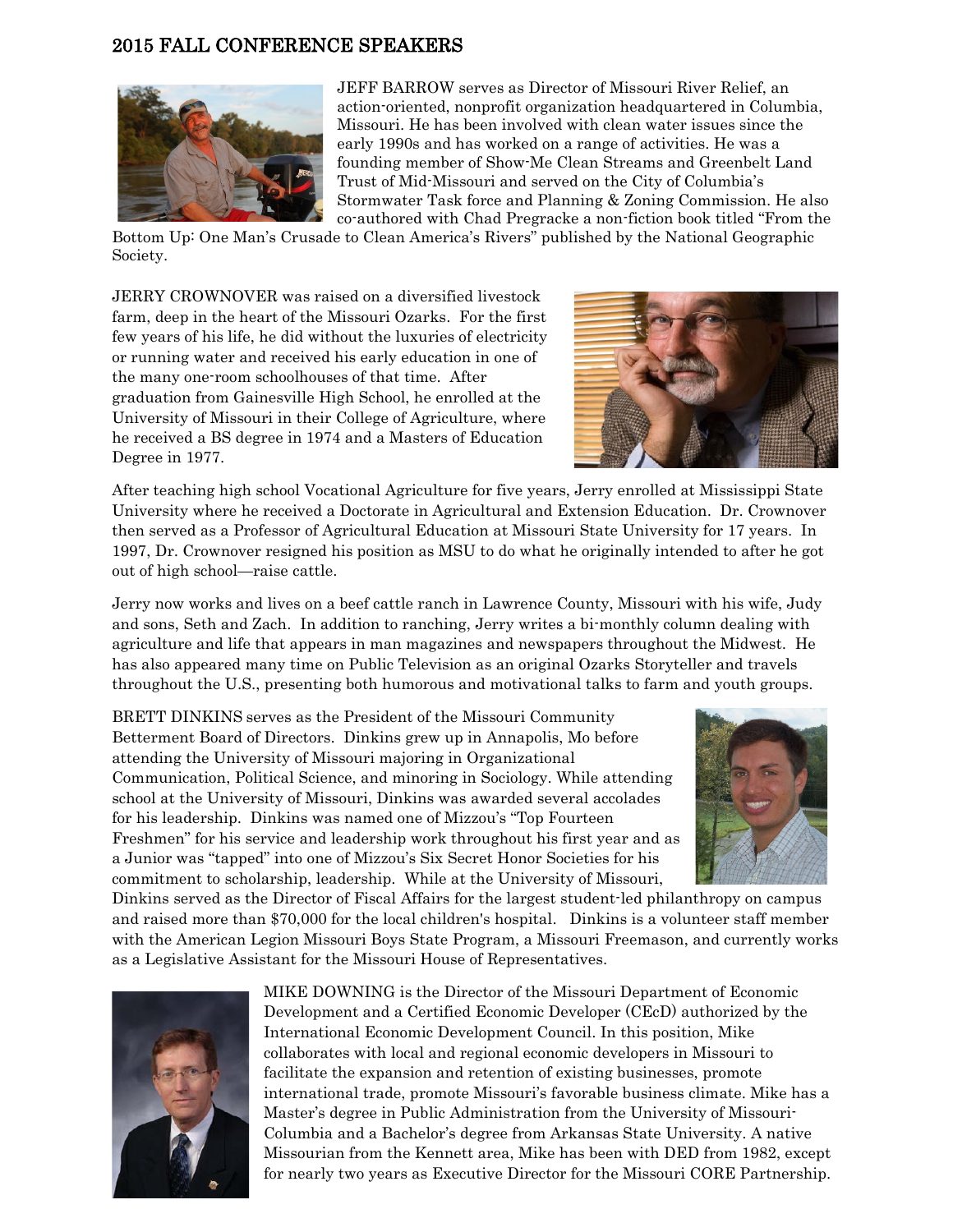## 2015 FALL CONFERENCE SPEAKERS

JEFF BARROW serves as Director of Missouri River Relief, an action-oriented, nonprofit organization headquartered in Columbia, Missouri. He has been involved with clean water issues since the early 1990s and has worked on a range of activities. He was a founding member of Show-Me Clean Streams and Greenbelt Land Trust of Mid-Missouri and served on the City of Columbia's Stormwater Task force and Planning & Zoning Commission. He also co-authored with Chad Pregracke a non-fiction book titled "From the Bottom Up: One Man's Crusade to Clean America's Rivers" published by the National Geographic Society.

JERRY CROWNOVER was raised on a diversified livestock farm, deep in the heart of the Missouri Ozarks. For the first few years of his life, he did without the luxuries of electricity or running water and received his early education in one of the many one-room schoolhouses of that time. After graduation from Gainesville High School, he enrolled at the University of Missouri in their College of Agriculture, where he received a BS degree in 1974 and a Masters of Education Degree in 1977.

After teaching high school Vocational Agriculture for five years, Jerry enrolled at Mississippi State University where he received a Doctorate in Agricultural and Extension Education. Dr. Crownover then served as a Professor of Agricultural Education at Missouri State University for 17 years. In 1997, Dr. Crownover resigned his position as MSU to do what he originally intended to after he got out of high school—raise cattle.

Jerry now works and lives on a beef cattle ranch in Lawrence County, Missouri with his wife, Judy and sons, Seth and Zach. In addition to ranching, Jerry writes a bi-monthly column dealing with agriculture and life that appears in man magazines and newspapers throughout the Midwest. He has also appeared many time on Public Television as an original Ozarks Storyteller and travels throughout the U.S., presenting both humorous and motivational talks to farm and youth groups.

BRETT DINKINS serves as the President of the Missouri Community Betterment Board of Directors. Dinkins grew up in Annapolis, Mo before attending the University of Missouri majoring in Organizational Communication, Political Science, and minoring in Sociology. While attending school at the University of Missouri, Dinkins was awarded several accolades for his leadership. Dinkins was named one of Mizzou's "Top Fourteen Freshmen" for his service and leadership work throughout his first year and as a Junior was "tapped" into one of Mizzou's Six Secret Honor Societies for his commitment to scholarship, leadership. While at the University of Missouri, Dinkins served as the Director of Fiscal Affairs for the largest student-led philanthropy on campus and raised more than $70,000 for the local children's hospital. Dinkins is a volunteer staff member with the American Legion Missouri Boys State Program, a Missouri Freemason, and currently works as a Legislative Assistant for the Missouri House of Representatives.

MIKE DOWNING is the Director of the Missouri Department of Economic Development and a Certified Economic Developer (CEcD) authorized by the International Economic Development Council. In this position, Mike collaborates with local and regional economic developers in Missouri to facilitate the expansion and retention of existing businesses, promote international trade, promote Missouri's favorable business climate. Mike has a Master's degree in Public Administration from the University of Missouri-Columbia and a Bachelor's degree from Arkansas State University. A native Missourian from the Kennett area, Mike has been with DED from 1982, except for nearly two years as Executive Director for the Missouri CORE Partnership.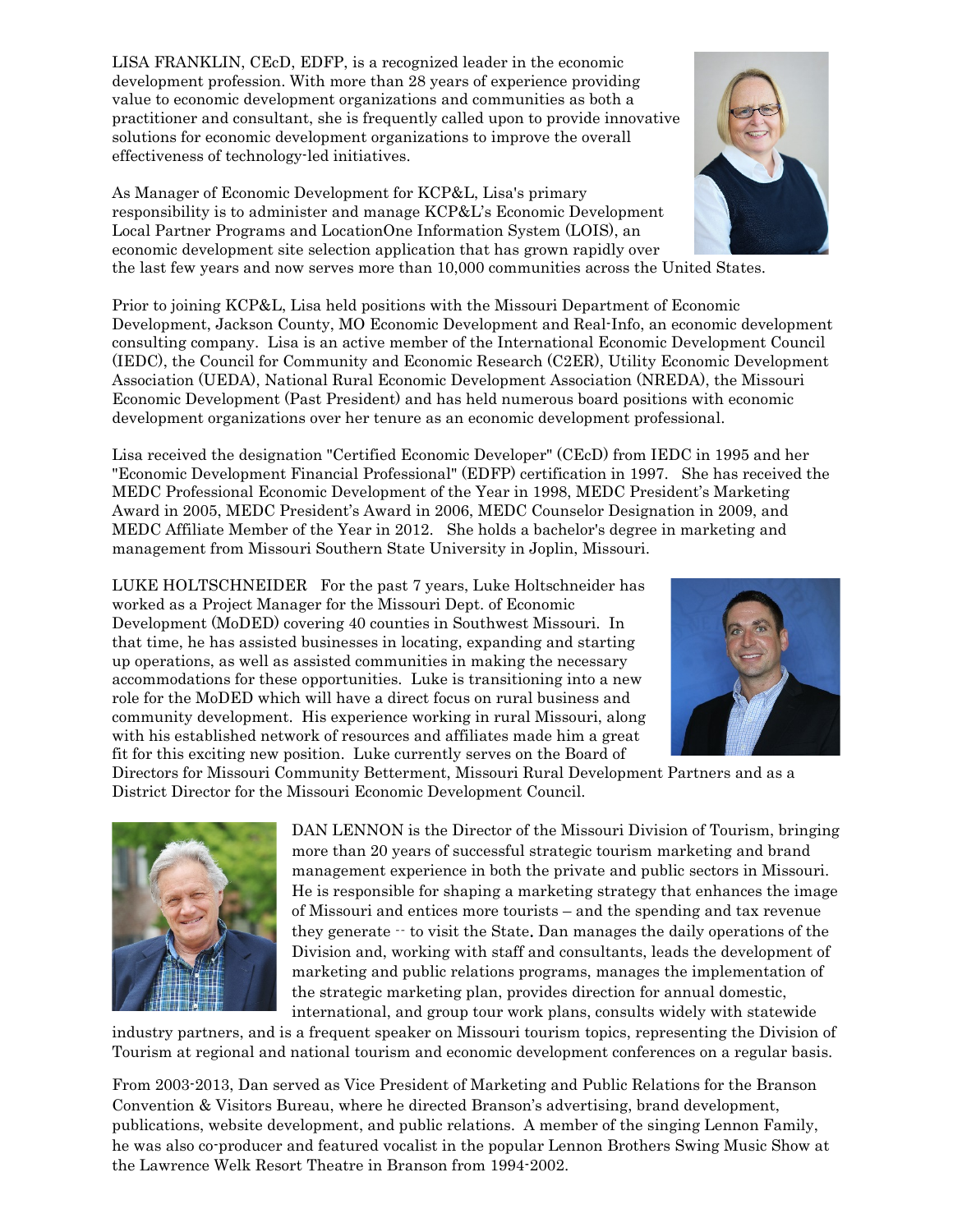LISA FRANKLIN, CEcD, EDFP, is a recognized leader in the economic development profession. With more than 28 years of experience providing value to economic development organizations and communities as both a practitioner and consultant, she is frequently called upon to provide innovative solutions for economic development organizations to improve the overall effectiveness of technology-led initiatives.

As Manager of Economic Development for KCP&L, Lisa's primary responsibility is to administer and manage KCP&L's Economic Development Local Partner Programs and LocationOne Information System (LOIS), an economic development site selection application that has grown rapidly over the last few years and now serves more than 10,000 communities across the United States.

Prior to joining KCP&L, Lisa held positions with the Missouri Department of Economic Development, Jackson County, MO Economic Development and Real-Info, an economic development consulting company. Lisa is an active member of the International Economic Development Council (IEDC), the Council for Community and Economic Research (C2ER), Utility Economic Development Association (UEDA), National Rural Economic Development Association (NREDA), the Missouri Economic Development (Past President) and has held numerous board positions with economic development organizations over her tenure as an economic development professional.

Lisa received the designation "Certified Economic Developer" (CEcD) from IEDC in 1995 and her "Economic Development Financial Professional" (EDFP) certification in 1997. She has received the MEDC Professional Economic Development of the Year in 1998, MEDC President's Marketing Award in 2005, MEDC President's Award in 2006, MEDC Counselor Designation in 2009, and MEDC Affiliate Member of the Year in 2012. She holds a bachelor's degree in marketing and management from Missouri Southern State University in Joplin, Missouri.

LUKE HOLTSCHNEIDER For the past 7 years, Luke Holtschneider has worked as a Project Manager for the Missouri Dept. of Economic Development (MoDED) covering 40 counties in Southwest Missouri. In that time, he has assisted businesses in locating, expanding and starting up operations, as well as assisted communities in making the necessary accommodations for these opportunities. Luke is transitioning into a new role for the MoDED which will have a direct focus on rural business and community development. His experience working in rural Missouri, along with his established network of resources and affiliates made him a great fit for this exciting new position. Luke currently serves on the Board of Directors for Missouri Community Betterment, Missouri Rural Development Partners and as a District Director for the Missouri Economic Development Council.

DAN LENNON is the Director of the Missouri Division of Tourism, bringing more than 20 years of successful strategic tourism marketing and brand management experience in both the private and public sectors in Missouri. He is responsible for shaping a marketing strategy that enhances the image of Missouri and entices more tourists – and the spending and tax revenue they generate -- to visit the State. Dan manages the daily operations of the Division and, working with staff and consultants, leads the development of marketing and public relations programs, manages the implementation of the strategic marketing plan, provides direction for annual domestic, international, and group tour work plans, consults widely with statewide industry partners, and is a frequent speaker on Missouri tourism topics, representing the Division of Tourism at regional and national tourism and economic development conferences on a regular basis.

From 2003-2013, Dan served as Vice President of Marketing and Public Relations for the Branson Convention & Visitors Bureau, where he directed Branson's advertising, brand development, publications, website development, and public relations. A member of the singing Lennon Family, he was also co-producer and featured vocalist in the popular Lennon Brothers Swing Music Show at the Lawrence Welk Resort Theatre in Branson from 1994-2002.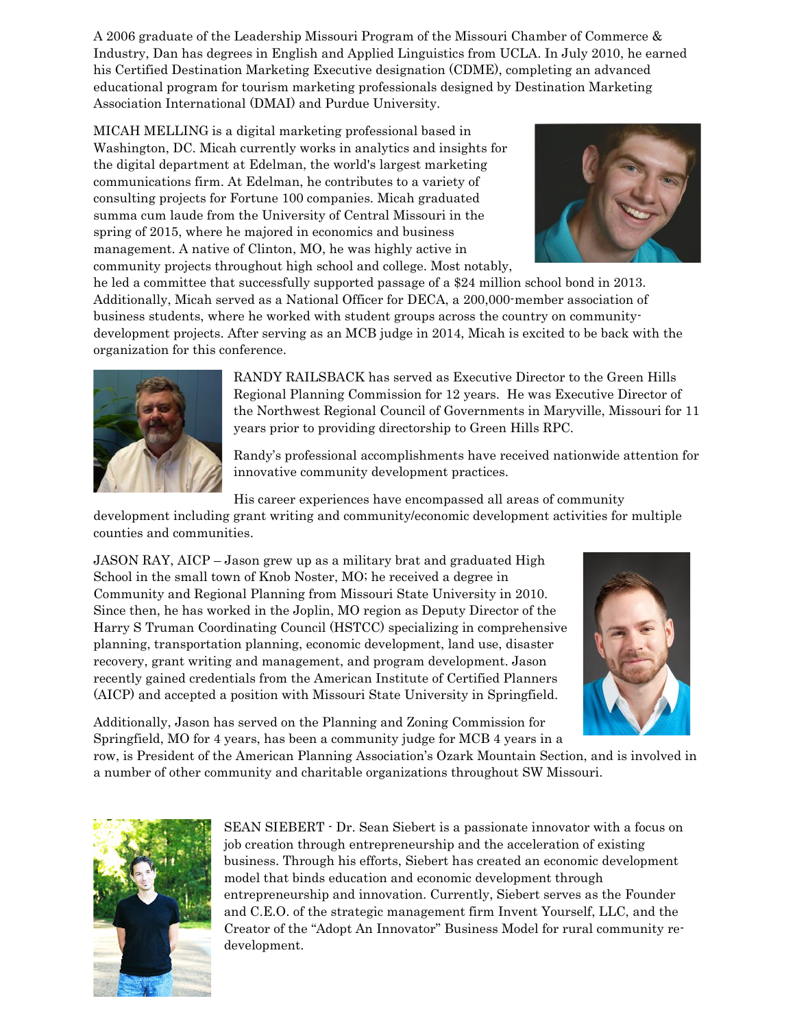A 2006 graduate of the Leadership Missouri Program of the Missouri Chamber of Commerce & Industry, Dan has degrees in English and Applied Linguistics from UCLA. In July 2010, he earned his Certified Destination Marketing Executive designation (CDME), completing an advanced educational program for tourism marketing professionals designed by Destination Marketing Association International (DMAI) and Purdue University.

MICAH MELLING is a digital marketing professional based in Washington, DC. Micah currently works in analytics and insights for the digital department at Edelman, the world's largest marketing communications firm. At Edelman, he contributes to a variety of consulting projects for Fortune 100 companies. Micah graduated summa cum laude from the University of Central Missouri in the spring of 2015, where he majored in economics and business management. A native of Clinton, MO, he was highly active in community projects throughout high school and college. Most notably, he led a committee that successfully supported passage of a $24 million school bond in 2013. Additionally, Micah served as a National Officer for DECA, a 200,000-member association of business students, where he worked with student groups across the country on community-development projects. After serving as an MCB judge in 2014, Micah is excited to be back with the organization for this conference.

RANDY RAILSBACK has served as Executive Director to the Green Hills Regional Planning Commission for 12 years. He was Executive Director of the Northwest Regional Council of Governments in Maryville, Missouri for 11 years prior to providing directorship to Green Hills RPC.

Randy's professional accomplishments have received nationwide attention for innovative community development practices.

His career experiences have encompassed all areas of community development including grant writing and community/economic development activities for multiple counties and communities.

JASON RAY, AICP – Jason grew up as a military brat and graduated High School in the small town of Knob Noster, MO; he received a degree in Community and Regional Planning from Missouri State University in 2010. Since then, he has worked in the Joplin, MO region as Deputy Director of the Harry S Truman Coordinating Council (HSTCC) specializing in comprehensive planning, transportation planning, economic development, land use, disaster recovery, grant writing and management, and program development. Jason recently gained credentials from the American Institute of Certified Planners (AICP) and accepted a position with Missouri State University in Springfield.

Additionally, Jason has served on the Planning and Zoning Commission for Springfield, MO for 4 years, has been a community judge for MCB 4 years in a row, is President of the American Planning Association's Ozark Mountain Section, and is involved in a number of other community and charitable organizations throughout SW Missouri.

SEAN SIEBERT - Dr. Sean Siebert is a passionate innovator with a focus on job creation through entrepreneurship and the acceleration of existing business. Through his efforts, Siebert has created an economic development model that binds education and economic development through entrepreneurship and innovation. Currently, Siebert serves as the Founder and C.E.O. of the strategic management firm Invent Yourself, LLC, and the Creator of the "Adopt An Innovator" Business Model for rural community re-development.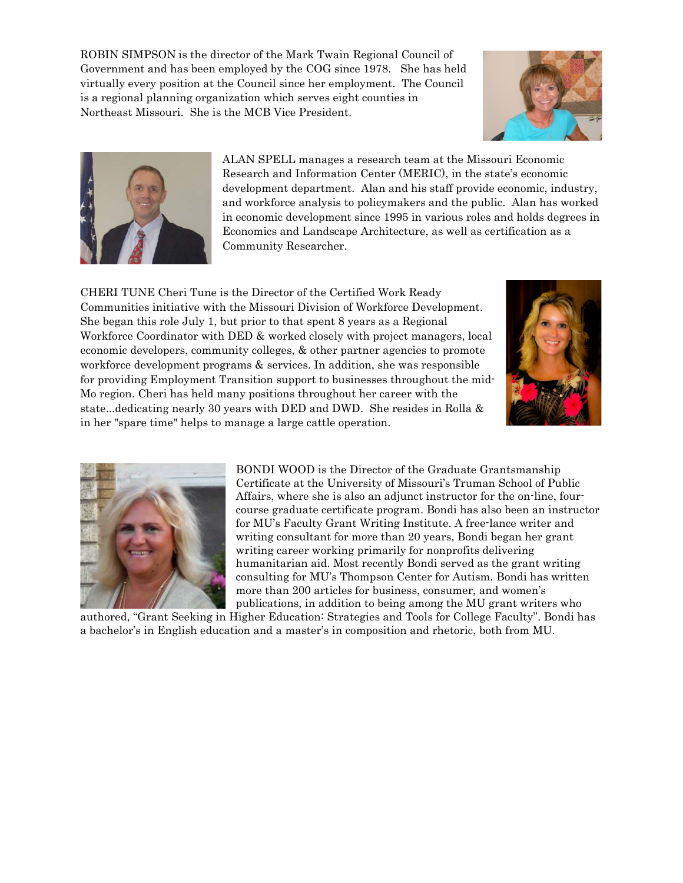ROBIN SIMPSON is the director of the Mark Twain Regional Council of Government and has been employed by the COG since 1978. She has held virtually every position at the Council since her employment. The Council is a regional planning organization which serves eight counties in Northeast Missouri. She is the MCB Vice President.

ALAN SPELL manages a research team at the Missouri Economic Research and Information Center (MERIC), in the state's economic development department. Alan and his staff provide economic, industry, and workforce analysis to policymakers and the public. Alan has worked in economic development since 1995 in various roles and holds degrees in Economics and Landscape Architecture, as well as certification as a Community Researcher.

CHERI TUNE Cheri Tune is the Director of the Certified Work Ready Communities initiative with the Missouri Division of Workforce Development. She began this role July 1, but prior to that spent 8 years as a Regional Workforce Coordinator with DED & worked closely with project managers, local economic developers, community colleges, & other partner agencies to promote workforce development programs & services. In addition, she was responsible for providing Employment Transition support to businesses throughout the mid-Mo region. Cheri has held many positions throughout her career with the state...dedicating nearly 30 years with DED and DWD. She resides in Rolla & in her "spare time" helps to manage a large cattle operation.

BONDI WOOD is the Director of the Graduate Grantsmanship Certificate at the University of Missouri's Truman School of Public Affairs, where she is also an adjunct instructor for the on-line, four-course graduate certificate program. Bondi has also been an instructor for MU's Faculty Grant Writing Institute. A free-lance writer and writing consultant for more than 20 years, Bondi began her grant writing career working primarily for nonprofits delivering humanitarian aid. Most recently Bondi served as the grant writing consulting for MU's Thompson Center for Autism. Bondi has written more than 200 articles for business, consumer, and women's publications, in addition to being among the MU grant writers who authored, "Grant Seeking in Higher Education: Strategies and Tools for College Faculty". Bondi has a bachelor's in English education and a master's in composition and rhetoric, both from MU.